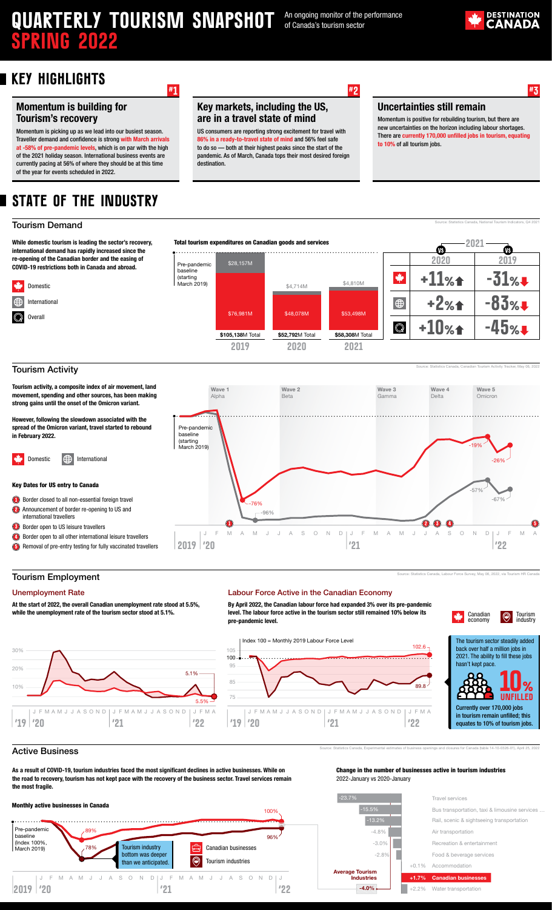# QUARTERLY TOURISM SNAPSHOT SPRING 2022

An ongoing monitor of the performance of Canada's tourism sector

DESTINATION CANADA

## KEY HIGHLIGHTS

### #1 Momentum is building for Tourism's recovery

Momentum is picking up as we lead into our busiest season. Traveller demand and confidence is strong **with March arrivals at -58% of pre-pandemic levels**, which is on par with the high of the 2021 holiday season. International business events are currently pacing at 56% of where they should be at this time of the year for events scheduled in 2022.

### #2 Key markets, including the US, are in a travel state of mind

US consumers are reporting strong excitement for travel with **86% in a ready-to-travel state of mind** and 56% feel safe to do so — both at their highest peaks since the start of the pandemic. As of March, Canada tops their most desired foreign destination.

### #3 Uncertainties still remain

Momentum is positive for rebuilding tourism, but there are new uncertainties on the horizon including labour shortages. There are **currently 170,000 unfilled jobs in tourism, equating to 10%** of all tourism jobs.

## STATE OF THE INDUSTRY

### Tourism Demand

Source: Statistics Canada, National Tourism Indicators, Q4 2021

**While domestic tourism is leading the sector's recovery, international demand has rapidly increased since the re-opening of the Canadian border and the easing of COVID-19 restrictions both in Canada and abroad.**

**Total tourism expenditures on Canadian goods and services**

| | 2019 | 2020 | 2021 |
|---|---|---|---|
| International | $28,157M | $4,714M | $4,810M |
| Domestic | $76,981M | $48,078M | $53,498M |
| Total | $105,138M Total | $52,792M Total | $58,308M Total |

Pre-pandemic baseline (starting March 2019)

| 2021 | VS 2020 | VS 2019 |
|---|---|---|
| Domestic | +11% ↑ | -31% ↓ |
| International | +2% ↑ | -83% ↓ |
| Overall | +10% ↑ | -45% ↓ |

### Tourism Activity

Source: Statistics Canada, Canadian Tourism Activity Tracker, May 06, 2022

**Tourism activity, a composite index of air movement, land movement, spending and other sources, has been making strong gains until the onset of the Omicron variant.**

**However, following the slowdown associated with the spread of the Omicron variant, travel started to rebound in February 2022.**

Domestic / International

Wave 1 Alpha; Wave 2 Beta; Wave 3 Gamma; Wave 4 Delta; Wave 5 Omicron

Pre-pandemic baseline (starting March 2019)

Domestic: -76%, -19%; International: -96%, -57%, -67%, -26%

**Key Dates for US entry to Canada**

1. Border closed to all non-essential foreign travel
2. Announcement of border re-opening to US and international travellers
3. Border open to US leisure travellers
4. Border open to all other international leisure travellers
5. Removal of pre-entry testing for fully vaccinated travellers

### Tourism Employment

Source: Statistics Canada, Labour Force Survey, May 06, 2022, via Tourism HR Canada

#### Unemployment Rate

**At the start of 2022, the overall Canadian unemployment rate stood at 5.5%, while the unemployment rate of the tourism sector stood at 5.1%.**

#### Labour Force Active in the Canadian Economy

**By April 2022, the Canadian labour force had expanded 3% over its pre-pandemic level. The labour force active in the tourism sector still remained 10% below its pre-pandemic level.**

Index 100 = Monthly 2019 Labour Force Level — Canadian economy: 102.6; Tourism industry: 89.8

The tourism sector steadily added back over half a million jobs in 2021. The ability to fill these jobs hasn't kept pace.

**10% UNFILLED**

Currently over 170,000 jobs in tourism remain unfilled; this equates to 10% of tourism jobs.

### Active Business

Source: Statistics Canada, Experimental estimates of business openings and closures for Canada (table 14-10-0326-01), April 25, 2022

**As a result of COVID-19, tourism industries faced the most significant declines in active businesses. While on the road to recovery, tourism has not kept pace with the recovery of the business sector. Travel services remain the most fragile.**

**Monthly active businesses in Canada**

Pre-pandemic baseline (Index 100%, March 2019) — Canadian businesses: 89%, 100%; Tourism industries: 78%, 96%. Tourism industry bottom was deeper than we anticipated.

**Change in the number of businesses active in tourism industries**
2022-January vs 2020-January

| Industry | Change |
|---|---|
| Travel services | -23.7% |
| Bus transportation, taxi & limousine services ... | -15.5% |
| Rail, scenic & sightseeing transportation | -13.2% |
| Air transportation | -4.8% |
| Recreation & entertainment | -3.0% |
| Food & beverage services | -2.8% |
| Accommodation | +0.1% |
| Canadian businesses | +1.7% |
| Water transportation | +2.2% |
| Average Tourism Industries | -4.0% |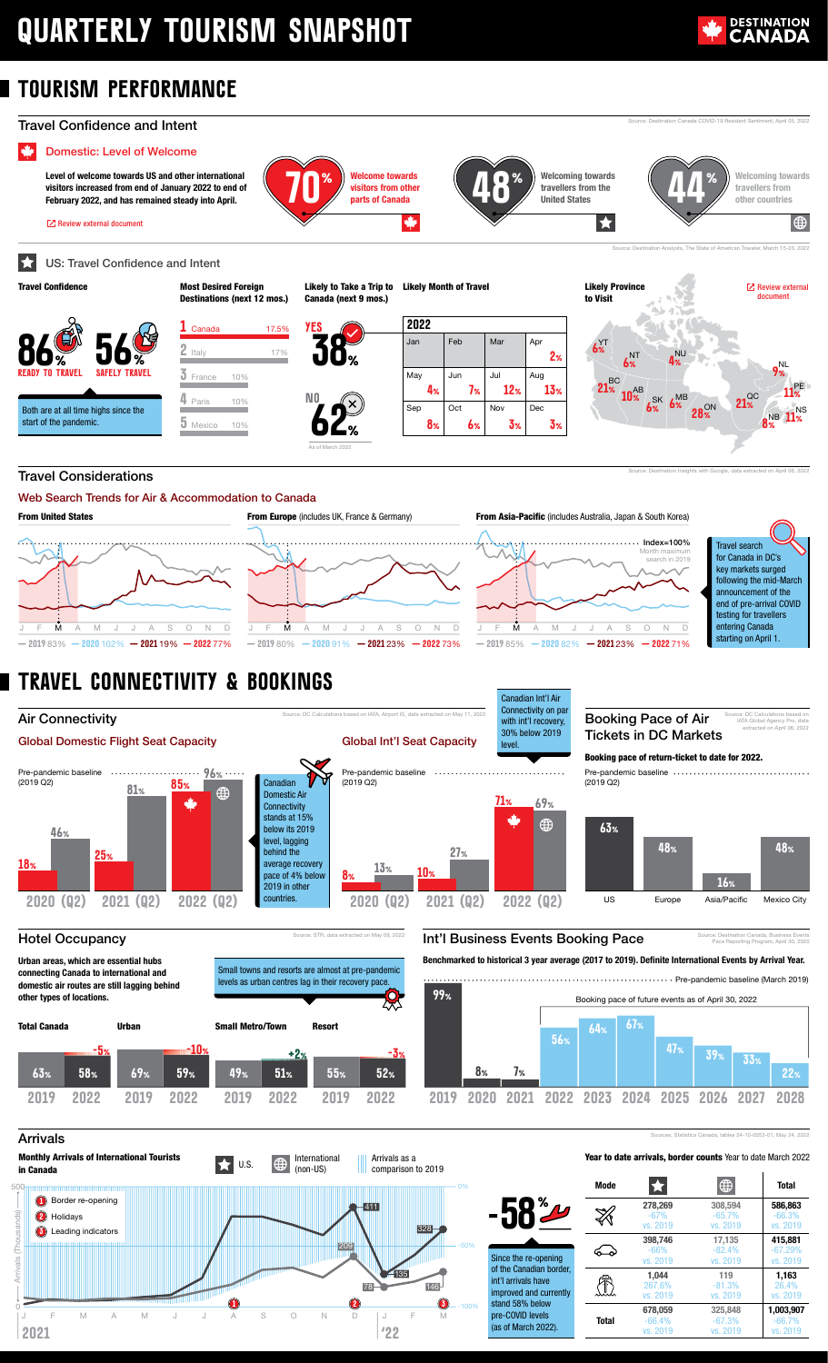# QUARTERLY TOURISM SNAPSHOT

DESTINATION CANADA

# TOURISM PERFORMANCE

## Travel Confidence and Intent

Source: Destination Canada COVID-19 Resident Sentiment, April 05, 2022

### Domestic: Level of Welcome

**Level of welcome towards US and other international visitors increased from end of January 2022 to end of February 2022, and has remained steady into April.**

Review external document

70% Welcome towards visitors from other parts of Canada

48% Welcoming towards travellers from the United States

44% Welcoming towards travellers from other countries

### US: Travel Confidence and Intent

Source: Destination Analysts, The State of American Traveler, March 13-23, 2022

**Travel Confidence**

86% READY TO TRAVEL

56% SAFELY TRAVEL

Both are at all time highs since the start of the pandemic.

**Most Desired Foreign Destinations (next 12 mos.)**

1 Canada 17.5%
2 Italy 17%
3 France 10%
4 Paris 10%
5 Mexico 10%

**Likely to Take a Trip to Canada (next 9 mos.)**

YES 38%

NO 62%

As of March 2022

**Likely Month of Travel**

| 2022 | | | |
|---|---|---|---|
| Jan | Feb | Mar | Apr 2% |
| May 4% | Jun 7% | Jul 12% | Aug 13% |
| Sep 8% | Oct 6% | Nov 3% | Dec 3% |

**Likely Province to Visit**

Review external document

YT 6%
NT 6%
NU 4%
BC 21%
AB 10%
SK 6%
MB 6%
ON 28%
QC 21%
NL 9%
PE 11%
NB 8%
NS 11%

## Travel Considerations

Source: Destination Insights with Google, data extracted on April 06, 2022

### Web Search Trends for Air & Accommodation to Canada

**From United States**

J F M A M J J A S O N D

— 2019 83% — 2020 102% — 2021 19% — 2022 77%

**From Europe** (includes UK, France & Germany)

J F M A M J J A S O N D

— 2019 80% — 2020 91% — 2021 23% — 2022 73%

**From Asia-Pacific** (includes Australia, Japan & South Korea)

Index=100% Month maximum search in 2019

J F M A M J J A S O N D

— 2019 85% — 2020 82% — 2021 23% — 2022 71%

Travel search for Canada in DC's key markets surged following the mid-March announcement of the end of pre-arrival COVID testing for travellers entering Canada starting on April 1.

# TRAVEL CONNECTIVITY & BOOKINGS

## Air Connectivity

Source: DC Calculations based on IATA, Airport IS, data extracted on May 11, 2022

### Global Domestic Flight Seat Capacity

Pre-pandemic baseline (2019 Q2)

2020 (Q2): 18% 46%
2021 (Q2): 25% 81%
2022 (Q2): 85% 96%

Canadian Domestic Air Connectivity stands at 15% below its 2019 level, lagging behind the average recovery pace of 4% below 2019 in other countries.

### Global Int'l Seat Capacity

Canadian Int'l Air Connectivity on par with int'l recovery, 30% below 2019 level.

Pre-pandemic baseline (2019 Q2)

2020 (Q2): 8% 13%
2021 (Q2): 10% 27%
2022 (Q2): 71% 69%

## Booking Pace of Air Tickets in DC Markets

Source: DC Calculations based on IATA Global Agency Pro, data extracted on April 06, 2022

**Booking pace of return-ticket to date for 2022.**

Pre-pandemic baseline (2019 Q2)

US 63%
Europe 48%
Asia/Pacific 16%
Mexico City 48%

## Hotel Occupancy

Source: STR, data extracted on May 09, 2022

**Urban areas, which are essential hubs connecting Canada to international and domestic air routes are still lagging behind other types of locations.**

Small towns and resorts are almost at pre-pandemic levels as urban centres lag in their recovery pace.

**Total Canada:** 2019 63%, 2022 58% (-5%)
**Urban:** 2019 69%, 2022 59% (-10%)
**Small Metro/Town:** 2019 49%, 2022 51% (+2%)
**Resort:** 2019 55%, 2022 52% (-3%)

## Int'l Business Events Booking Pace

Source: Destination Canada, Business Events Pace Reporting Program, April 30, 2020

**Benchmarked to historical 3 year average (2017 to 2019). Definite International Events by Arrival Year.**

Pre-pandemic baseline (March 2019)

Booking pace of future events as of April 30, 2022

2019 99%
2020 8%
2021 7%
2022 56%
2023 64%
2024 67%
2025 47%
2026 39%
2027 33%
2028 22%

## Arrivals

Sources, Statistics Canada, tables 24-10-0053-01, May 24, 2022

**Monthly Arrivals of International Tourists in Canada**

U.S. | International (non-US) | Arrivals as a comparison to 2019

Arrivals (Thousands)

1 Border re-opening
2 Holidays
3 Leading indicators

411, 328, 209, 135, 146, 78

0%, -50%, -100%

J F M A M J J A S O N D J F M

2021 '22

-58%

Since the re-opening of the Canadian border, int'l arrivals have improved and currently stand 58% below pre-COVID levels (as of March 2022).

**Year to date arrivals, border counts** Year to date March 2022

| Mode | U.S. | International (non-US) | Total |
|---|---|---|---|
| Air | 278,269<br>-67%<br>vs. 2019 | 308,594<br>-65.7%<br>vs. 2019 | 586,863<br>-66.3%<br>vs. 2019 |
| Land | 398,746<br>-66%<br>vs. 2019 | 17,135<br>-82.4%<br>vs. 2019 | 415,881<br>-67.29%<br>vs. 2019 |
| Sea | 1,044<br>267.6%<br>vs. 2019 | 119<br>-81.3%<br>vs. 2019 | 1,163<br>26.4%<br>vs. 2019 |
| Total | 678,059<br>-66.4%<br>vs. 2019 | 325,848<br>-67.3%<br>vs. 2019 | 1,003,907<br>-66.7%<br>vs. 2019 |